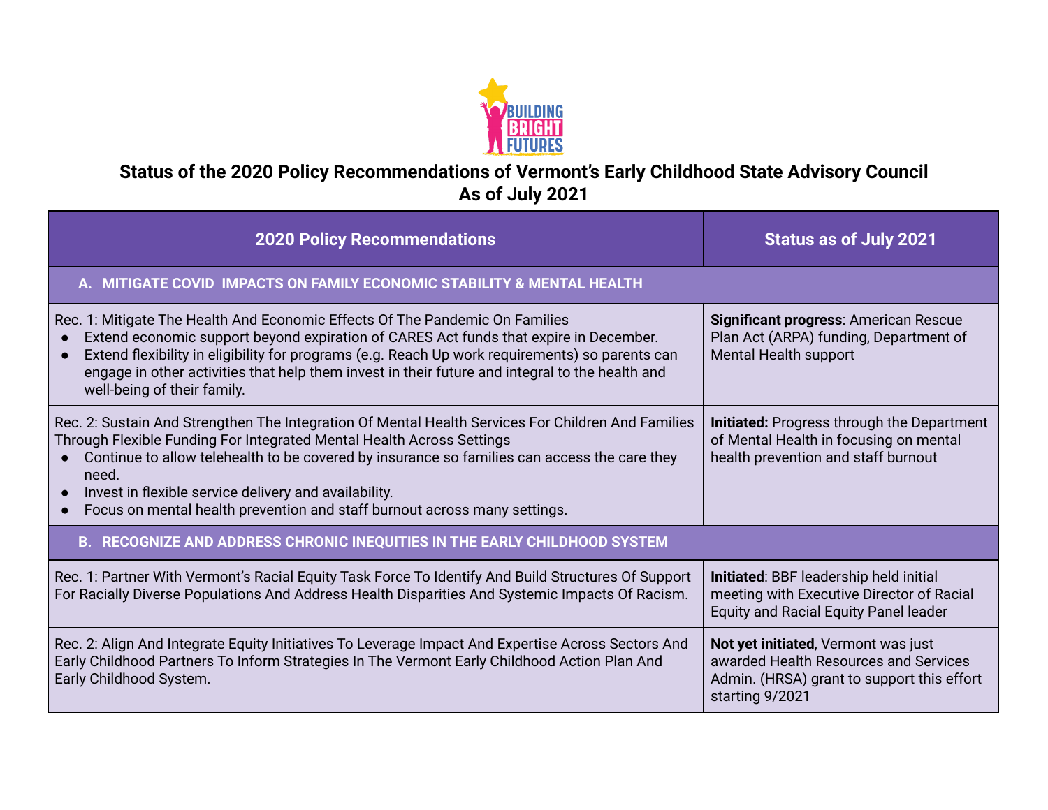# Status of the 2020 Policy Recommendations of Vermont's Early Childhood State Advisory Council
# As of July 2021

| 2020 Policy Recommendations | Status as of July 2021 |
|---|---|
| **A. MITIGATE COVID IMPACTS ON FAMILY ECONOMIC STABILITY & MENTAL HEALTH** | |
| Rec. 1: Mitigate The Health And Economic Effects Of The Pandemic On Families<br>● Extend economic support beyond expiration of CARES Act funds that expire in December.<br>● Extend flexibility in eligibility for programs (e.g. Reach Up work requirements) so parents can engage in other activities that help them invest in their future and integral to the health and well-being of their family. | **Significant progress**: American Rescue Plan Act (ARPA) funding, Department of Mental Health support |
| Rec. 2: Sustain And Strengthen The Integration Of Mental Health Services For Children And Families Through Flexible Funding For Integrated Mental Health Across Settings<br>● Continue to allow telehealth to be covered by insurance so families can access the care they need.<br>● Invest in flexible service delivery and availability.<br>● Focus on mental health prevention and staff burnout across many settings. | **Initiated:** Progress through the Department of Mental Health in focusing on mental health prevention and staff burnout |
| **B. RECOGNIZE AND ADDRESS CHRONIC INEQUITIES IN THE EARLY CHILDHOOD SYSTEM** | |
| Rec. 1: Partner With Vermont's Racial Equity Task Force To Identify And Build Structures Of Support For Racially Diverse Populations And Address Health Disparities And Systemic Impacts Of Racism. | **Initiated**: BBF leadership held initial meeting with Executive Director of Racial Equity and Racial Equity Panel leader |
| Rec. 2: Align And Integrate Equity Initiatives To Leverage Impact And Expertise Across Sectors And Early Childhood Partners To Inform Strategies In The Vermont Early Childhood Action Plan And Early Childhood System. | **Not yet initiated**, Vermont was just awarded Health Resources and Services Admin. (HRSA) grant to support this effort starting 9/2021 |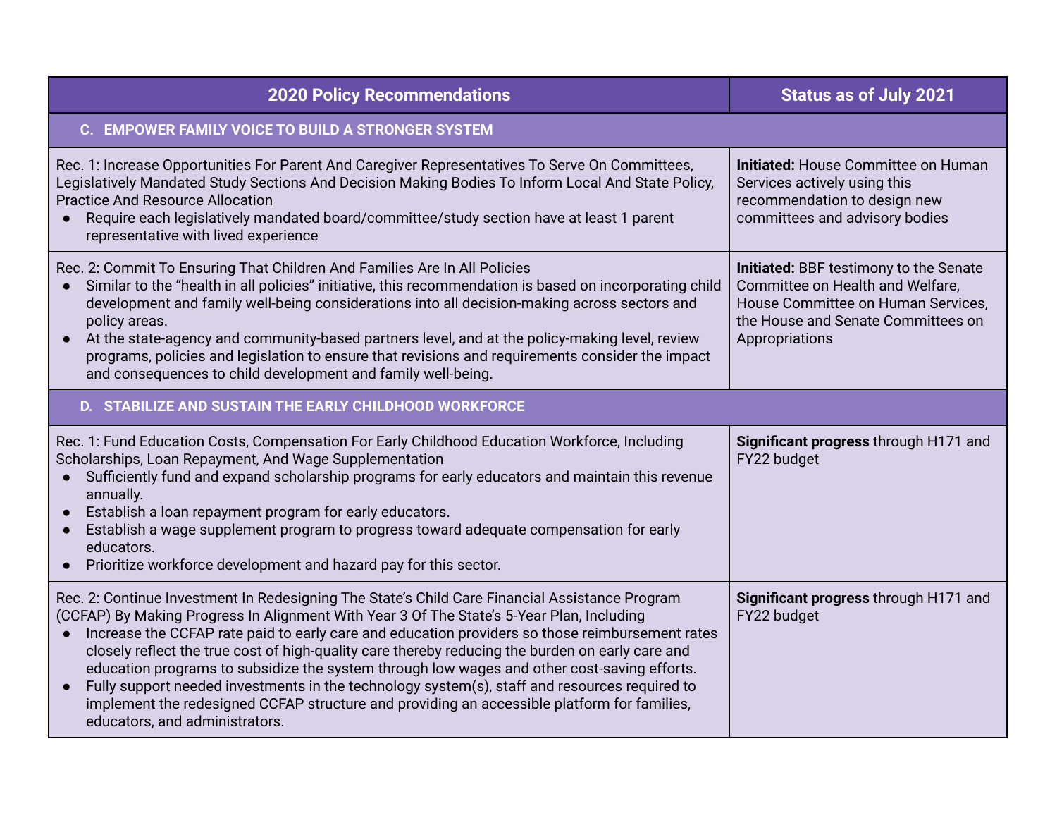| 2020 Policy Recommendations | Status as of July 2021 |
|---|---|
| **C. EMPOWER FAMILY VOICE TO BUILD A STRONGER SYSTEM** | |
| Rec. 1: Increase Opportunities For Parent And Caregiver Representatives To Serve On Committees, Legislatively Mandated Study Sections And Decision Making Bodies To Inform Local And State Policy, Practice And Resource Allocation<br>● Require each legislatively mandated board/committee/study section have at least 1 parent representative with lived experience | **Initiated:** House Committee on Human Services actively using this recommendation to design new committees and advisory bodies |
| Rec. 2: Commit To Ensuring That Children And Families Are In All Policies<br>● Similar to the "health in all policies" initiative, this recommendation is based on incorporating child development and family well-being considerations into all decision-making across sectors and policy areas.<br>● At the state-agency and community-based partners level, and at the policy-making level, review programs, policies and legislation to ensure that revisions and requirements consider the impact and consequences to child development and family well-being. | **Initiated:** BBF testimony to the Senate Committee on Health and Welfare, House Committee on Human Services, the House and Senate Committees on Appropriations |
| **D. STABILIZE AND SUSTAIN THE EARLY CHILDHOOD WORKFORCE** | |
| Rec. 1: Fund Education Costs, Compensation For Early Childhood Education Workforce, Including Scholarships, Loan Repayment, And Wage Supplementation<br>● Sufficiently fund and expand scholarship programs for early educators and maintain this revenue annually.<br>● Establish a loan repayment program for early educators.<br>● Establish a wage supplement program to progress toward adequate compensation for early educators.<br>● Prioritize workforce development and hazard pay for this sector. | **Significant progress** through H171 and FY22 budget |
| Rec. 2: Continue Investment In Redesigning The State's Child Care Financial Assistance Program (CCFAP) By Making Progress In Alignment With Year 3 Of The State's 5-Year Plan, Including<br>● Increase the CCFAP rate paid to early care and education providers so those reimbursement rates closely reflect the true cost of high-quality care thereby reducing the burden on early care and education programs to subsidize the system through low wages and other cost-saving efforts.<br>● Fully support needed investments in the technology system(s), staff and resources required to implement the redesigned CCFAP structure and providing an accessible platform for families, educators, and administrators. | **Significant progress** through H171 and FY22 budget |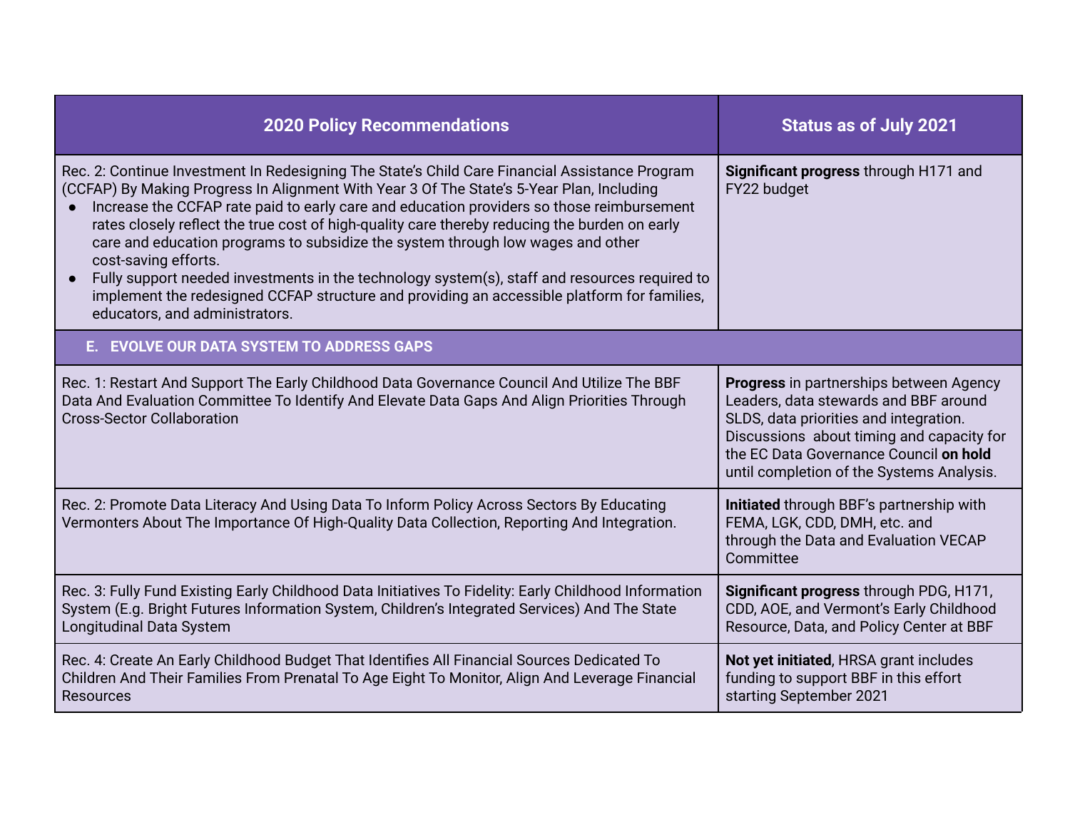| 2020 Policy Recommendations | Status as of July 2021 |
|---|---|
| Rec. 2: Continue Investment In Redesigning The State's Child Care Financial Assistance Program (CCFAP) By Making Progress In Alignment With Year 3 Of The State's 5-Year Plan, Including<br>● Increase the CCFAP rate paid to early care and education providers so those reimbursement rates closely reflect the true cost of high-quality care thereby reducing the burden on early care and education programs to subsidize the system through low wages and other cost-saving efforts.<br>● Fully support needed investments in the technology system(s), staff and resources required to implement the redesigned CCFAP structure and providing an accessible platform for families, educators, and administrators. | **Significant progress** through H171 and FY22 budget |
| **E. EVOLVE OUR DATA SYSTEM TO ADDRESS GAPS** | |
| Rec. 1: Restart And Support The Early Childhood Data Governance Council And Utilize The BBF Data And Evaluation Committee To Identify And Elevate Data Gaps And Align Priorities Through Cross-Sector Collaboration | **Progress** in partnerships between Agency Leaders, data stewards and BBF around SLDS, data priorities and integration. Discussions about timing and capacity for the EC Data Governance Council **on hold** until completion of the Systems Analysis. |
| Rec. 2: Promote Data Literacy And Using Data To Inform Policy Across Sectors By Educating Vermonters About The Importance Of High-Quality Data Collection, Reporting And Integration. | **Initiated** through BBF's partnership with FEMA, LGK, CDD, DMH, etc. and through the Data and Evaluation VECAP Committee |
| Rec. 3: Fully Fund Existing Early Childhood Data Initiatives To Fidelity: Early Childhood Information System (E.g. Bright Futures Information System, Children's Integrated Services) And The State Longitudinal Data System | **Significant progress** through PDG, H171, CDD, AOE, and Vermont's Early Childhood Resource, Data, and Policy Center at BBF |
| Rec. 4: Create An Early Childhood Budget That Identifies All Financial Sources Dedicated To Children And Their Families From Prenatal To Age Eight To Monitor, Align And Leverage Financial Resources | **Not yet initiated**, HRSA grant includes funding to support BBF in this effort starting September 2021 |